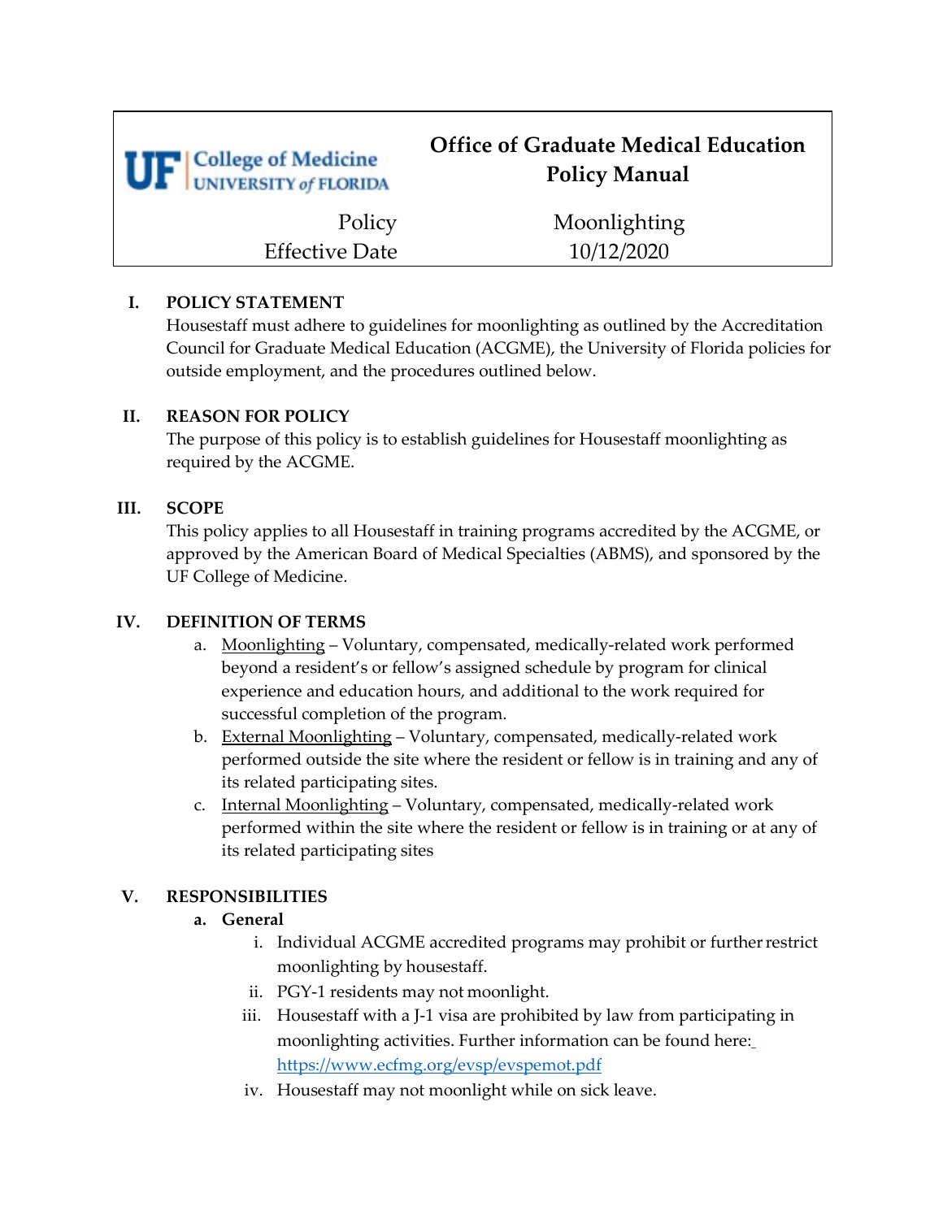UF College of Medicine UNIVERSITY of FLORIDA

# Office of Graduate Medical Education Policy Manual

| Policy | Moonlighting |
| --- | --- |
| Effective Date | 10/12/2020 |

## I. POLICY STATEMENT

Housestaff must adhere to guidelines for moonlighting as outlined by the Accreditation Council for Graduate Medical Education (ACGME), the University of Florida policies for outside employment, and the procedures outlined below.

## II. REASON FOR POLICY

The purpose of this policy is to establish guidelines for Housestaff moonlighting as required by the ACGME.

## III. SCOPE

This policy applies to all Housestaff in training programs accredited by the ACGME, or approved by the American Board of Medical Specialties (ABMS), and sponsored by the UF College of Medicine.

## IV. DEFINITION OF TERMS

a. Moonlighting – Voluntary, compensated, medically-related work performed beyond a resident's or fellow's assigned schedule by program for clinical experience and education hours, and additional to the work required for successful completion of the program.

b. External Moonlighting – Voluntary, compensated, medically-related work performed outside the site where the resident or fellow is in training and any of its related participating sites.

c. Internal Moonlighting – Voluntary, compensated, medically-related work performed within the site where the resident or fellow is in training or at any of its related participating sites

## V. RESPONSIBILITIES

**a. General**

i. Individual ACGME accredited programs may prohibit or further restrict moonlighting by housestaff.

ii. PGY-1 residents may not moonlight.

iii. Housestaff with a J-1 visa are prohibited by law from participating in moonlighting activities. Further information can be found here: https://www.ecfmg.org/evsp/evspemot.pdf

iv. Housestaff may not moonlight while on sick leave.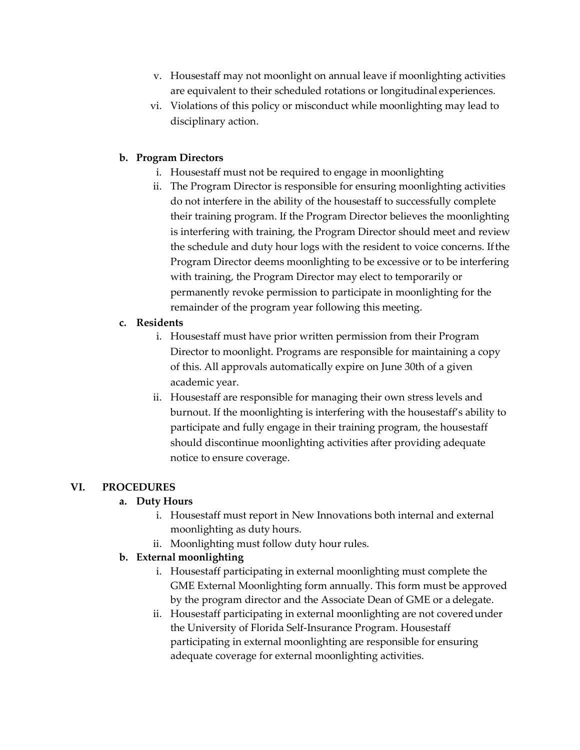v. Housestaff may not moonlight on annual leave if moonlighting activities are equivalent to their scheduled rotations or longitudinal experiences.

vi. Violations of this policy or misconduct while moonlighting may lead to disciplinary action.

**b. Program Directors**

i. Housestaff must not be required to engage in moonlighting

ii. The Program Director is responsible for ensuring moonlighting activities do not interfere in the ability of the housestaff to successfully complete their training program. If the Program Director believes the moonlighting is interfering with training, the Program Director should meet and review the schedule and duty hour logs with the resident to voice concerns. If the Program Director deems moonlighting to be excessive or to be interfering with training, the Program Director may elect to temporarily or permanently revoke permission to participate in moonlighting for the remainder of the program year following this meeting.

**c. Residents**

i. Housestaff must have prior written permission from their Program Director to moonlight. Programs are responsible for maintaining a copy of this. All approvals automatically expire on June 30th of a given academic year.

ii. Housestaff are responsible for managing their own stress levels and burnout. If the moonlighting is interfering with the housestaff's ability to participate and fully engage in their training program, the housestaff should discontinue moonlighting activities after providing adequate notice to ensure coverage.

## VI. PROCEDURES

**a. Duty Hours**

i. Housestaff must report in New Innovations both internal and external moonlighting as duty hours.

ii. Moonlighting must follow duty hour rules.

**b. External moonlighting**

i. Housestaff participating in external moonlighting must complete the GME External Moonlighting form annually. This form must be approved by the program director and the Associate Dean of GME or a delegate.

ii. Housestaff participating in external moonlighting are not covered under the University of Florida Self-Insurance Program. Housestaff participating in external moonlighting are responsible for ensuring adequate coverage for external moonlighting activities.